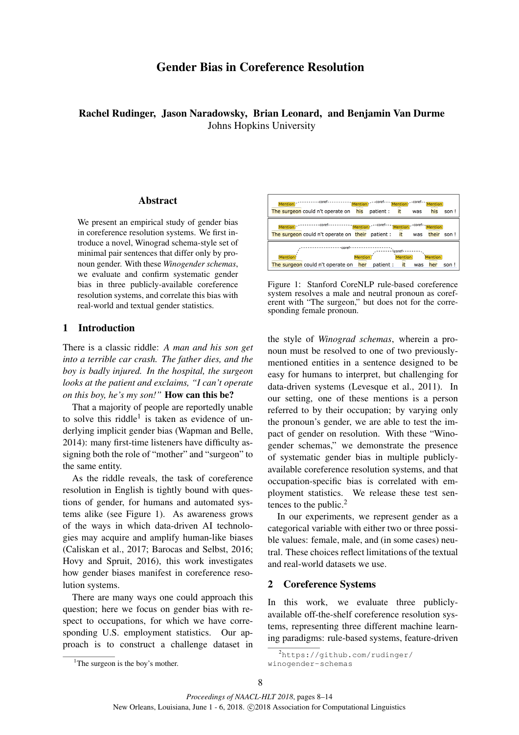# Gender Bias in Coreference Resolution

**Rachel Rudinger, Jason Naradowsky, Brian Leonard, and Benjamin Van Durme**
Johns Hopkins University

## Abstract

We present an empirical study of gender bias in coreference resolution systems. We first introduce a novel, Winograd schema-style set of minimal pair sentences that differ only by pronoun gender. With these *Winogender schemas*, we evaluate and confirm systematic gender bias in three publicly-available coreference resolution systems, and correlate this bias with real-world and textual gender statistics.

## 1 Introduction

There is a classic riddle: *A man and his son get into a terrible car crash. The father dies, and the boy is badly injured. In the hospital, the surgeon looks at the patient and exclaims, "I can't operate on this boy, he's my son!"* **How can this be?**

That a majority of people are reportedly unable to solve this riddle[1] is taken as evidence of underlying implicit gender bias (Wapman and Belle, 2014): many first-time listeners have difficulty assigning both the role of "mother" and "surgeon" to the same entity.

As the riddle reveals, the task of coreference resolution in English is tightly bound with questions of gender, for humans and automated systems alike (see Figure 1). As awareness grows of the ways in which data-driven AI technologies may acquire and amplify human-like biases (Caliskan et al., 2017; Barocas and Selbst, 2016; Hovy and Spruit, 2016), this work investigates how gender biases manifest in coreference resolution systems.

There are many ways one could approach this question; here we focus on gender bias with respect to occupations, for which we have corresponding U.S. employment statistics. Our approach is to construct a challenge dataset in the style of *Winograd schemas*, wherein a pronoun must be resolved to one of two previously-mentioned entities in a sentence designed to be easy for humans to interpret, but challenging for data-driven systems (Levesque et al., 2011). In our setting, one of these mentions is a person referred to by their occupation; by varying only the pronoun's gender, we are able to test the impact of gender on resolution. With these "Winogender schemas," we demonstrate the presence of systematic gender bias in multiple publicly-available coreference resolution systems, and that occupation-specific bias is correlated with employment statistics. We release these test sentences to the public.[2]

In our experiments, we represent gender as a categorical variable with either two or three possible values: female, male, and (in some cases) neutral. These choices reflect limitations of the textual and real-world datasets we use.

The surgeon could n't operate on his patient : it was his son !

The surgeon could n't operate on their patient : it was their son !

The surgeon could n't operate on her patient : it was her son !

Figure 1: Stanford CoreNLP rule-based coreference system resolves a male and neutral pronoun as coreferent with "The surgeon," but does not for the corresponding female pronoun.

## 2 Coreference Systems

In this work, we evaluate three publicly-available off-the-shelf coreference resolution systems, representing three different machine learning paradigms: rule-based systems, feature-driven

[1] The surgeon is the boy's mother.

[2] https://github.com/rudinger/winogender-schemas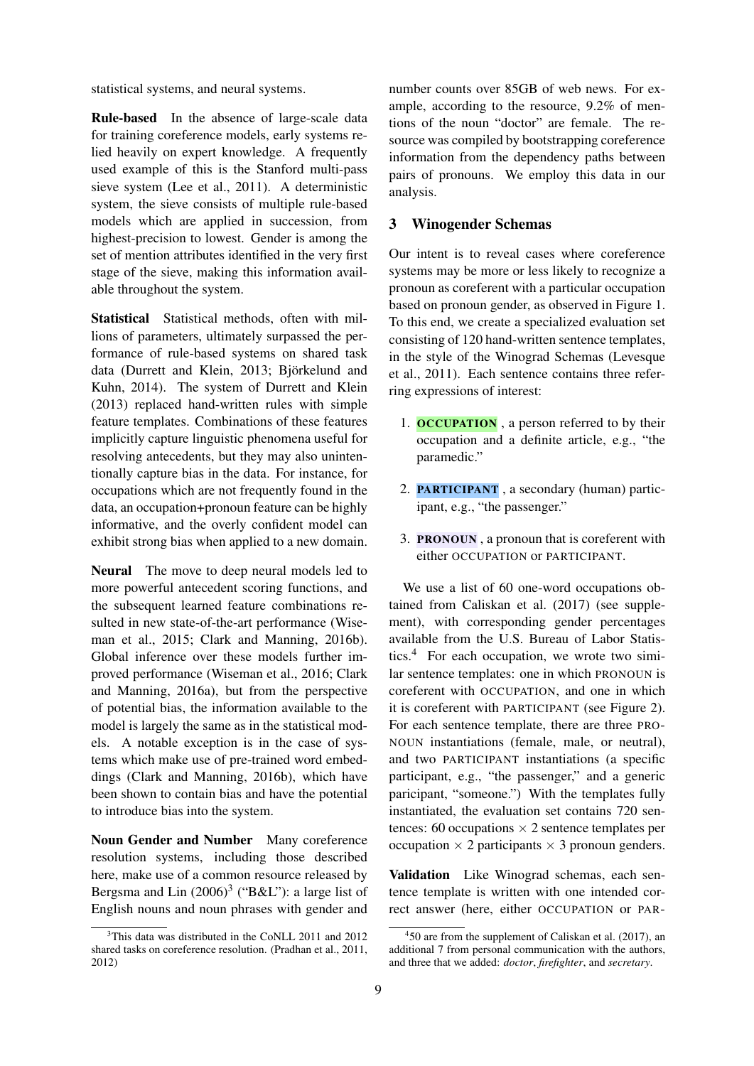statistical systems, and neural systems.

**Rule-based** In the absence of large-scale data for training coreference models, early systems relied heavily on expert knowledge. A frequently used example of this is the Stanford multi-pass sieve system (Lee et al., 2011). A deterministic system, the sieve consists of multiple rule-based models which are applied in succession, from highest-precision to lowest. Gender is among the set of mention attributes identified in the very first stage of the sieve, making this information available throughout the system.

**Statistical** Statistical methods, often with millions of parameters, ultimately surpassed the performance of rule-based systems on shared task data (Durrett and Klein, 2013; Björkelund and Kuhn, 2014). The system of Durrett and Klein (2013) replaced hand-written rules with simple feature templates. Combinations of these features implicitly capture linguistic phenomena useful for resolving antecedents, but they may also unintentionally capture bias in the data. For instance, for occupations which are not frequently found in the data, an occupation+pronoun feature can be highly informative, and the overly confident model can exhibit strong bias when applied to a new domain.

**Neural** The move to deep neural models led to more powerful antecedent scoring functions, and the subsequent learned feature combinations resulted in new state-of-the-art performance (Wiseman et al., 2015; Clark and Manning, 2016b). Global inference over these models further improved performance (Wiseman et al., 2016; Clark and Manning, 2016a), but from the perspective of potential bias, the information available to the model is largely the same as in the statistical models. A notable exception is in the case of systems which make use of pre-trained word embeddings (Clark and Manning, 2016b), which have been shown to contain bias and have the potential to introduce bias into the system.

**Noun Gender and Number** Many coreference resolution systems, including those described here, make use of a common resource released by Bergsma and Lin (2006)[3] ("B&L"): a large list of English nouns and noun phrases with gender and number counts over 85GB of web news. For example, according to the resource, 9.2% of mentions of the noun "doctor" are female. The resource was compiled by bootstrapping coreference information from the dependency paths between pairs of pronouns. We employ this data in our analysis.

## 3 Winogender Schemas

Our intent is to reveal cases where coreference systems may be more or less likely to recognize a pronoun as coreferent with a particular occupation based on pronoun gender, as observed in Figure 1. To this end, we create a specialized evaluation set consisting of 120 hand-written sentence templates, in the style of the Winograd Schemas (Levesque et al., 2011). Each sentence contains three referring expressions of interest:

1. **OCCUPATION** , a person referred to by their occupation and a definite article, e.g., "the paramedic."
2. **PARTICIPANT** , a secondary (human) participant, e.g., "the passenger."
3. **PRONOUN** , a pronoun that is coreferent with either OCCUPATION or PARTICIPANT.

We use a list of 60 one-word occupations obtained from Caliskan et al. (2017) (see supplement), with corresponding gender percentages available from the U.S. Bureau of Labor Statistics.[4] For each occupation, we wrote two similar sentence templates: one in which PRONOUN is coreferent with OCCUPATION, and one in which it is coreferent with PARTICIPANT (see Figure 2). For each sentence template, there are three PRONOUN instantiations (female, male, or neutral), and two PARTICIPANT instantiations (a specific participant, e.g., "the passenger," and a generic paricipant, "someone.") With the templates fully instantiated, the evaluation set contains 720 sentences: 60 occupations $\times$ 2 sentence templates per occupation $\times$ 2 participants $\times$ 3 pronoun genders.

**Validation** Like Winograd schemas, each sentence template is written with one intended correct answer (here, either OCCUPATION or PAR-

[3]This data was distributed in the CoNLL 2011 and 2012 shared tasks on coreference resolution. (Pradhan et al., 2011, 2012)

[4]50 are from the supplement of Caliskan et al. (2017), an additional 7 from personal communication with the authors, and three that we added: *doctor*, *firefighter*, and *secretary*.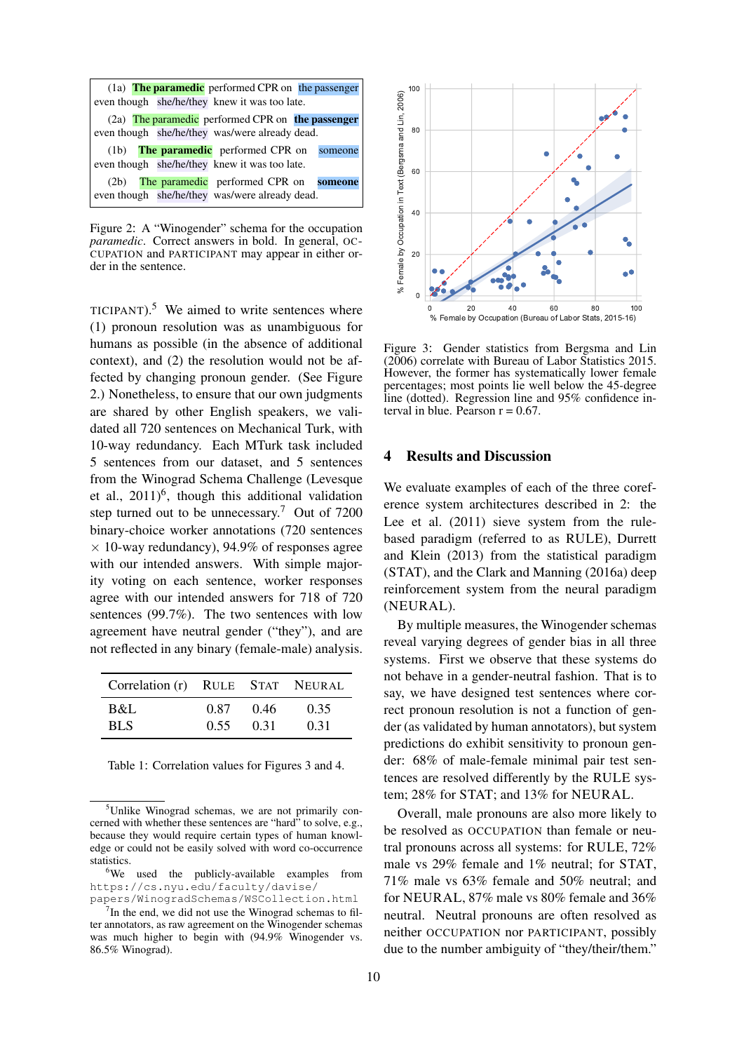(1a) **The paramedic** performed CPR on the passenger even though she/he/they knew it was too late.

(2a) The paramedic performed CPR on **the passenger** even though she/he/they was/were already dead.

(1b) **The paramedic** performed CPR on someone even though she/he/they knew it was too late.

(2b) The paramedic performed CPR on **someone** even though she/he/they was/were already dead.

Figure 2: A "Winogender" schema for the occupation *paramedic*. Correct answers in bold. In general, OCCUPATION and PARTICIPANT may appear in either order in the sentence.

TICIPANT).[5] We aimed to write sentences where (1) pronoun resolution was as unambiguous for humans as possible (in the absence of additional context), and (2) the resolution would not be affected by changing pronoun gender. (See Figure 2.) Nonetheless, to ensure that our own judgments are shared by other English speakers, we validated all 720 sentences on Mechanical Turk, with 10-way redundancy. Each MTurk task included 5 sentences from our dataset, and 5 sentences from the Winograd Schema Challenge (Levesque et al., 2011)[6], though this additional validation step turned out to be unnecessary.[7] Out of 7200 binary-choice worker annotations (720 sentences $\times$ 10-way redundancy), 94.9% of responses agree with our intended answers. With simple majority voting on each sentence, worker responses agree with our intended answers for 718 of 720 sentences (99.7%). The two sentences with low agreement have neutral gender ("they"), and are not reflected in any binary (female-male) analysis.

| Correlation (r) | RULE | STAT | NEURAL |
|---|---|---|---|
| B&L | 0.87 | 0.46 | 0.35 |
| BLS | 0.55 | 0.31 | 0.31 |

Table 1: Correlation values for Figures 3 and 4.

[5] Unlike Winograd schemas, we are not primarily concerned with whether these sentences are "hard" to solve, e.g., because they would require certain types of human knowledge or could not be easily solved with word co-occurrence statistics.

[6] We used the publicly-available examples from `https://cs.nyu.edu/faculty/davise/papers/WinogradSchemas/WSCollection.html`

[7] In the end, we did not use the Winograd schemas to filter annotators, as raw agreement on the Winogender schemas was much higher to begin with (94.9% Winogender vs. 86.5% Winograd).

Figure 3: Gender statistics from Bergsma and Lin (2006) correlate with Bureau of Labor Statistics 2015. However, the former has systematically lower female percentages; most points lie well below the 45-degree line (dotted). Regression line and 95% confidence interval in blue. Pearson r = 0.67.

## 4 Results and Discussion

We evaluate examples of each of the three coreference system architectures described in 2: the Lee et al. (2011) sieve system from the rule-based paradigm (referred to as RULE), Durrett and Klein (2013) from the statistical paradigm (STAT), and the Clark and Manning (2016a) deep reinforcement system from the neural paradigm (NEURAL).

By multiple measures, the Winogender schemas reveal varying degrees of gender bias in all three systems. First we observe that these systems do not behave in a gender-neutral fashion. That is to say, we have designed test sentences where correct pronoun resolution is not a function of gender (as validated by human annotators), but system predictions do exhibit sensitivity to pronoun gender: 68% of male-female minimal pair test sentences are resolved differently by the RULE system; 28% for STAT; and 13% for NEURAL.

Overall, male pronouns are also more likely to be resolved as OCCUPATION than female or neutral pronouns across all systems: for RULE, 72% male vs 29% female and 1% neutral; for STAT, 71% male vs 63% female and 50% neutral; and for NEURAL, 87% male vs 80% female and 36% neutral. Neutral pronouns are often resolved as neither OCCUPATION nor PARTICIPANT, possibly due to the number ambiguity of "they/their/them."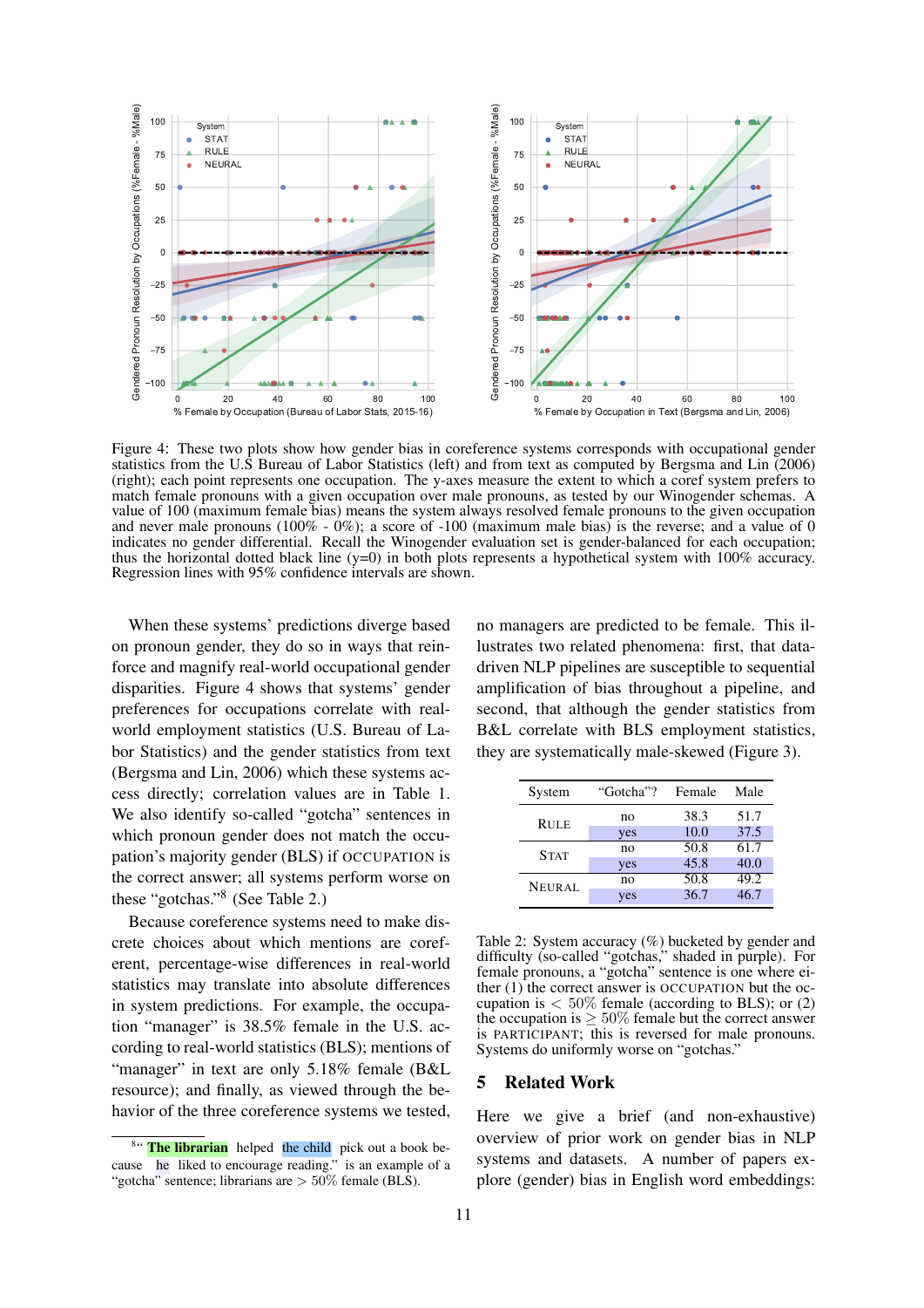Figure 4: These two plots show how gender bias in coreference systems corresponds with occupational gender statistics from the U.S Bureau of Labor Statistics (left) and from text as computed by Bergsma and Lin (2006) (right); each point represents one occupation. The y-axes measure the extent to which a coref system prefers to match female pronouns with a given occupation over male pronouns, as tested by our Winogender schemas. A value of 100 (maximum female bias) means the system always resolved female pronouns to the given occupation and never male pronouns (100% - 0%); a score of -100 (maximum male bias) is the reverse; and a value of 0 indicates no gender differential. Recall the Winogender evaluation set is gender-balanced for each occupation; thus the horizontal dotted black line (y=0) in both plots represents a hypothetical system with 100% accuracy. Regression lines with 95% confidence intervals are shown.

When these systems' predictions diverge based on pronoun gender, they do so in ways that reinforce and magnify real-world occupational gender disparities. Figure 4 shows that systems' gender preferences for occupations correlate with real-world employment statistics (U.S. Bureau of Labor Statistics) and the gender statistics from text (Bergsma and Lin, 2006) which these systems access directly; correlation values are in Table 1. We also identify so-called "gotcha" sentences in which pronoun gender does not match the occupation's majority gender (BLS) if OCCUPATION is the correct answer; all systems perform worse on these "gotchas."[8] (See Table 2.)

Because coreference systems need to make discrete choices about which mentions are coreferent, percentage-wise differences in real-world statistics may translate into absolute differences in system predictions. For example, the occupation "manager" is 38.5% female in the U.S. according to real-world statistics (BLS); mentions of "manager" in text are only 5.18% female (B&L resource); and finally, as viewed through the behavior of the three coreference systems we tested, no managers are predicted to be female. This illustrates two related phenomena: first, that data-driven NLP pipelines are susceptible to sequential amplification of bias throughout a pipeline, and second, that although the gender statistics from B&L correlate with BLS employment statistics, they are systematically male-skewed (Figure 3).

| System | "Gotcha"? | Female | Male |
|---|---|---|---|
| RULE | no | 38.3 | 51.7 |
| | yes | 10.0 | 37.5 |
| STAT | no | 50.8 | 61.7 |
| | yes | 45.8 | 40.0 |
| NEURAL | no | 50.8 | 49.2 |
| | yes | 36.7 | 46.7 |

Table 2: System accuracy (%) bucketed by gender and difficulty (so-called "gotchas," shaded in purple). For female pronouns, a "gotcha" sentence is one where either (1) the correct answer is OCCUPATION but the occupation is $< 50\%$ female (according to BLS); or (2) the occupation is $\geq 50\%$ female but the correct answer is PARTICIPANT; this is reversed for male pronouns. Systems do uniformly worse on "gotchas."

## 5 Related Work

Here we give a brief (and non-exhaustive) overview of prior work on gender bias in NLP systems and datasets. A number of papers explore (gender) bias in English word embeddings:

[8] "**The librarian** helped the child pick out a book because he liked to encourage reading." is an example of a "gotcha" sentence; librarians are $> 50\%$ female (BLS).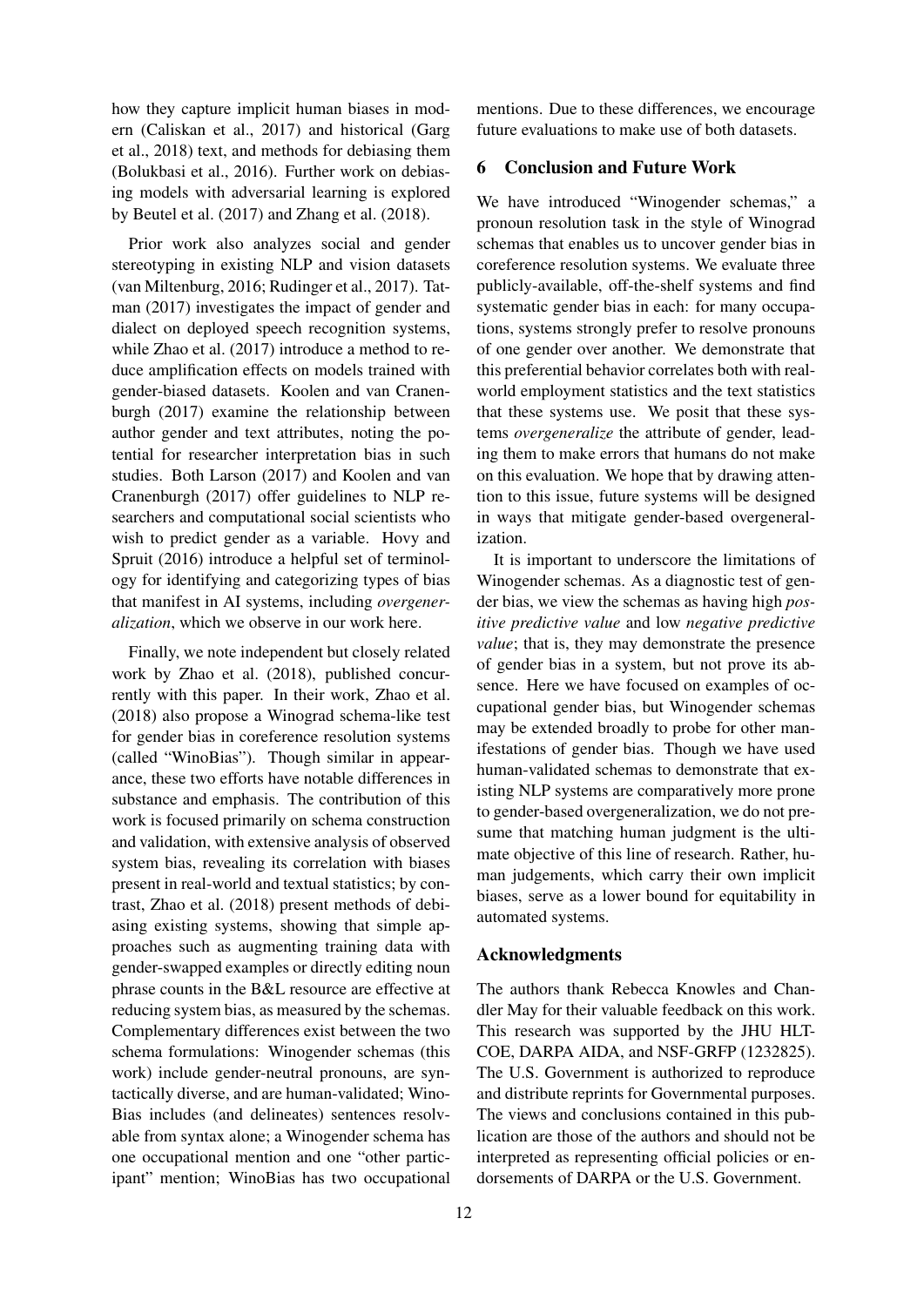how they capture implicit human biases in modern (Caliskan et al., 2017) and historical (Garg et al., 2018) text, and methods for debiasing them (Bolukbasi et al., 2016). Further work on debiasing models with adversarial learning is explored by Beutel et al. (2017) and Zhang et al. (2018).

Prior work also analyzes social and gender stereotyping in existing NLP and vision datasets (van Miltenburg, 2016; Rudinger et al., 2017). Tatman (2017) investigates the impact of gender and dialect on deployed speech recognition systems, while Zhao et al. (2017) introduce a method to reduce amplification effects on models trained with gender-biased datasets. Koolen and van Cranenburgh (2017) examine the relationship between author gender and text attributes, noting the potential for researcher interpretation bias in such studies. Both Larson (2017) and Koolen and van Cranenburgh (2017) offer guidelines to NLP researchers and computational social scientists who wish to predict gender as a variable. Hovy and Spruit (2016) introduce a helpful set of terminology for identifying and categorizing types of bias that manifest in AI systems, including *overgeneralization*, which we observe in our work here.

Finally, we note independent but closely related work by Zhao et al. (2018), published concurrently with this paper. In their work, Zhao et al. (2018) also propose a Winograd schema-like test for gender bias in coreference resolution systems (called "WinoBias"). Though similar in appearance, these two efforts have notable differences in substance and emphasis. The contribution of this work is focused primarily on schema construction and validation, with extensive analysis of observed system bias, revealing its correlation with biases present in real-world and textual statistics; by contrast, Zhao et al. (2018) present methods of debiasing existing systems, showing that simple approaches such as augmenting training data with gender-swapped examples or directly editing noun phrase counts in the B&L resource are effective at reducing system bias, as measured by the schemas. Complementary differences exist between the two schema formulations: Winogender schemas (this work) include gender-neutral pronouns, are syntactically diverse, and are human-validated; WinoBias includes (and delineates) sentences resolvable from syntax alone; a Winogender schema has one occupational mention and one "other participant" mention; WinoBias has two occupational mentions. Due to these differences, we encourage future evaluations to make use of both datasets.

## 6 Conclusion and Future Work

We have introduced "Winogender schemas," a pronoun resolution task in the style of Winograd schemas that enables us to uncover gender bias in coreference resolution systems. We evaluate three publicly-available, off-the-shelf systems and find systematic gender bias in each: for many occupations, systems strongly prefer to resolve pronouns of one gender over another. We demonstrate that this preferential behavior correlates both with real-world employment statistics and the text statistics that these systems use. We posit that these systems *overgeneralize* the attribute of gender, leading them to make errors that humans do not make on this evaluation. We hope that by drawing attention to this issue, future systems will be designed in ways that mitigate gender-based overgeneralization.

It is important to underscore the limitations of Winogender schemas. As a diagnostic test of gender bias, we view the schemas as having high *positive predictive value* and low *negative predictive value*; that is, they may demonstrate the presence of gender bias in a system, but not prove its absence. Here we have focused on examples of occupational gender bias, but Winogender schemas may be extended broadly to probe for other manifestations of gender bias. Though we have used human-validated schemas to demonstrate that existing NLP systems are comparatively more prone to gender-based overgeneralization, we do not presume that matching human judgment is the ultimate objective of this line of research. Rather, human judgements, which carry their own implicit biases, serve as a lower bound for equitability in automated systems.

## Acknowledgments

The authors thank Rebecca Knowles and Chandler May for their valuable feedback on this work. This research was supported by the JHU HLTCOE, DARPA AIDA, and NSF-GRFP (1232825). The U.S. Government is authorized to reproduce and distribute reprints for Governmental purposes. The views and conclusions contained in this publication are those of the authors and should not be interpreted as representing official policies or endorsements of DARPA or the U.S. Government.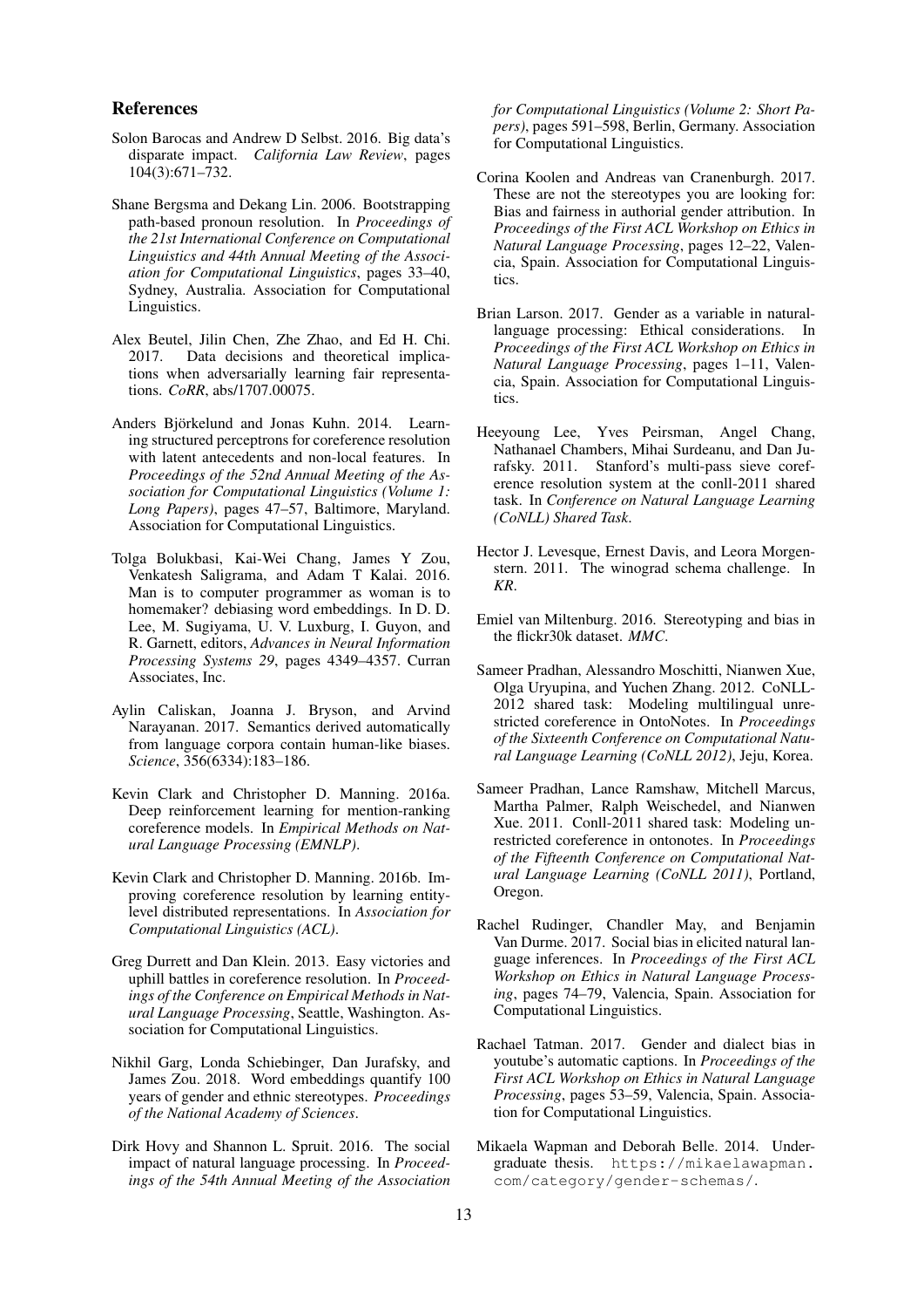## References

Solon Barocas and Andrew D Selbst. 2016. Big data's disparate impact. *California Law Review*, pages 104(3):671–732.

Shane Bergsma and Dekang Lin. 2006. Bootstrapping path-based pronoun resolution. In *Proceedings of the 21st International Conference on Computational Linguistics and 44th Annual Meeting of the Association for Computational Linguistics*, pages 33–40, Sydney, Australia. Association for Computational Linguistics.

Alex Beutel, Jilin Chen, Zhe Zhao, and Ed H. Chi. 2017. Data decisions and theoretical implications when adversarially learning fair representations. *CoRR*, abs/1707.00075.

Anders Björkelund and Jonas Kuhn. 2014. Learning structured perceptrons for coreference resolution with latent antecedents and non-local features. In *Proceedings of the 52nd Annual Meeting of the Association for Computational Linguistics (Volume 1: Long Papers)*, pages 47–57, Baltimore, Maryland. Association for Computational Linguistics.

Tolga Bolukbasi, Kai-Wei Chang, James Y Zou, Venkatesh Saligrama, and Adam T Kalai. 2016. Man is to computer programmer as woman is to homemaker? debiasing word embeddings. In D. D. Lee, M. Sugiyama, U. V. Luxburg, I. Guyon, and R. Garnett, editors, *Advances in Neural Information Processing Systems 29*, pages 4349–4357. Curran Associates, Inc.

Aylin Caliskan, Joanna J. Bryson, and Arvind Narayanan. 2017. Semantics derived automatically from language corpora contain human-like biases. *Science*, 356(6334):183–186.

Kevin Clark and Christopher D. Manning. 2016a. Deep reinforcement learning for mention-ranking coreference models. In *Empirical Methods on Natural Language Processing (EMNLP)*.

Kevin Clark and Christopher D. Manning. 2016b. Improving coreference resolution by learning entity-level distributed representations. In *Association for Computational Linguistics (ACL)*.

Greg Durrett and Dan Klein. 2013. Easy victories and uphill battles in coreference resolution. In *Proceedings of the Conference on Empirical Methods in Natural Language Processing*, Seattle, Washington. Association for Computational Linguistics.

Nikhil Garg, Londa Schiebinger, Dan Jurafsky, and James Zou. 2018. Word embeddings quantify 100 years of gender and ethnic stereotypes. *Proceedings of the National Academy of Sciences*.

Dirk Hovy and Shannon L. Spruit. 2016. The social impact of natural language processing. In *Proceedings of the 54th Annual Meeting of the Association for Computational Linguistics (Volume 2: Short Papers)*, pages 591–598, Berlin, Germany. Association for Computational Linguistics.

Corina Koolen and Andreas van Cranenburgh. 2017. These are not the stereotypes you are looking for: Bias and fairness in authorial gender attribution. In *Proceedings of the First ACL Workshop on Ethics in Natural Language Processing*, pages 12–22, Valencia, Spain. Association for Computational Linguistics.

Brian Larson. 2017. Gender as a variable in natural-language processing: Ethical considerations. In *Proceedings of the First ACL Workshop on Ethics in Natural Language Processing*, pages 1–11, Valencia, Spain. Association for Computational Linguistics.

Heeyoung Lee, Yves Peirsman, Angel Chang, Nathanael Chambers, Mihai Surdeanu, and Dan Jurafsky. 2011. Stanford's multi-pass sieve coreference resolution system at the conll-2011 shared task. In *Conference on Natural Language Learning (CoNLL) Shared Task*.

Hector J. Levesque, Ernest Davis, and Leora Morgenstern. 2011. The winograd schema challenge. In *KR*.

Emiel van Miltenburg. 2016. Stereotyping and bias in the flickr30k dataset. *MMC*.

Sameer Pradhan, Alessandro Moschitti, Nianwen Xue, Olga Uryupina, and Yuchen Zhang. 2012. CoNLL-2012 shared task: Modeling multilingual unrestricted coreference in OntoNotes. In *Proceedings of the Sixteenth Conference on Computational Natural Language Learning (CoNLL 2012)*, Jeju, Korea.

Sameer Pradhan, Lance Ramshaw, Mitchell Marcus, Martha Palmer, Ralph Weischedel, and Nianwen Xue. 2011. Conll-2011 shared task: Modeling unrestricted coreference in ontonotes. In *Proceedings of the Fifteenth Conference on Computational Natural Language Learning (CoNLL 2011)*, Portland, Oregon.

Rachel Rudinger, Chandler May, and Benjamin Van Durme. 2017. Social bias in elicited natural language inferences. In *Proceedings of the First ACL Workshop on Ethics in Natural Language Processing*, pages 74–79, Valencia, Spain. Association for Computational Linguistics.

Rachael Tatman. 2017. Gender and dialect bias in youtube's automatic captions. In *Proceedings of the First ACL Workshop on Ethics in Natural Language Processing*, pages 53–59, Valencia, Spain. Association for Computational Linguistics.

Mikaela Wapman and Deborah Belle. 2014. Undergraduate thesis. `https://mikaelawapman.com/category/gender-schemas/`.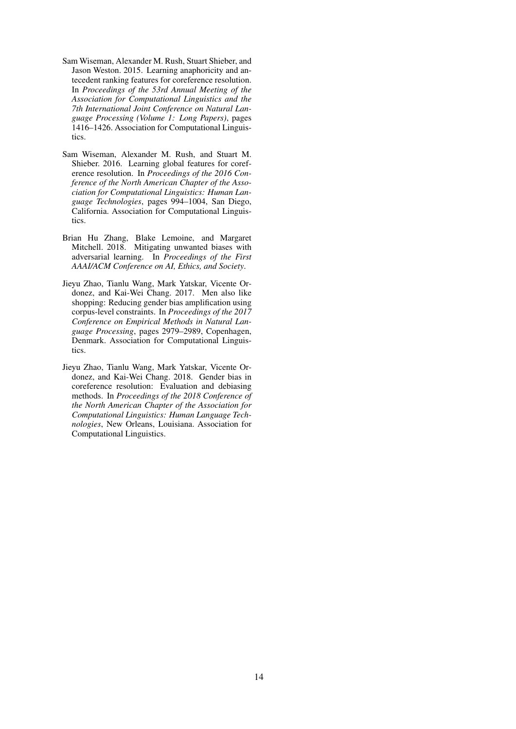Sam Wiseman, Alexander M. Rush, Stuart Shieber, and Jason Weston. 2015. Learning anaphoricity and antecedent ranking features for coreference resolution. In *Proceedings of the 53rd Annual Meeting of the Association for Computational Linguistics and the 7th International Joint Conference on Natural Language Processing (Volume 1: Long Papers)*, pages 1416–1426. Association for Computational Linguistics.

Sam Wiseman, Alexander M. Rush, and Stuart M. Shieber. 2016. Learning global features for coreference resolution. In *Proceedings of the 2016 Conference of the North American Chapter of the Association for Computational Linguistics: Human Language Technologies*, pages 994–1004, San Diego, California. Association for Computational Linguistics.

Brian Hu Zhang, Blake Lemoine, and Margaret Mitchell. 2018. Mitigating unwanted biases with adversarial learning. In *Proceedings of the First AAAI/ACM Conference on AI, Ethics, and Society*.

Jieyu Zhao, Tianlu Wang, Mark Yatskar, Vicente Ordonez, and Kai-Wei Chang. 2017. Men also like shopping: Reducing gender bias amplification using corpus-level constraints. In *Proceedings of the 2017 Conference on Empirical Methods in Natural Language Processing*, pages 2979–2989, Copenhagen, Denmark. Association for Computational Linguistics.

Jieyu Zhao, Tianlu Wang, Mark Yatskar, Vicente Ordonez, and Kai-Wei Chang. 2018. Gender bias in coreference resolution: Evaluation and debiasing methods. In *Proceedings of the 2018 Conference of the North American Chapter of the Association for Computational Linguistics: Human Language Technologies*, New Orleans, Louisiana. Association for Computational Linguistics.